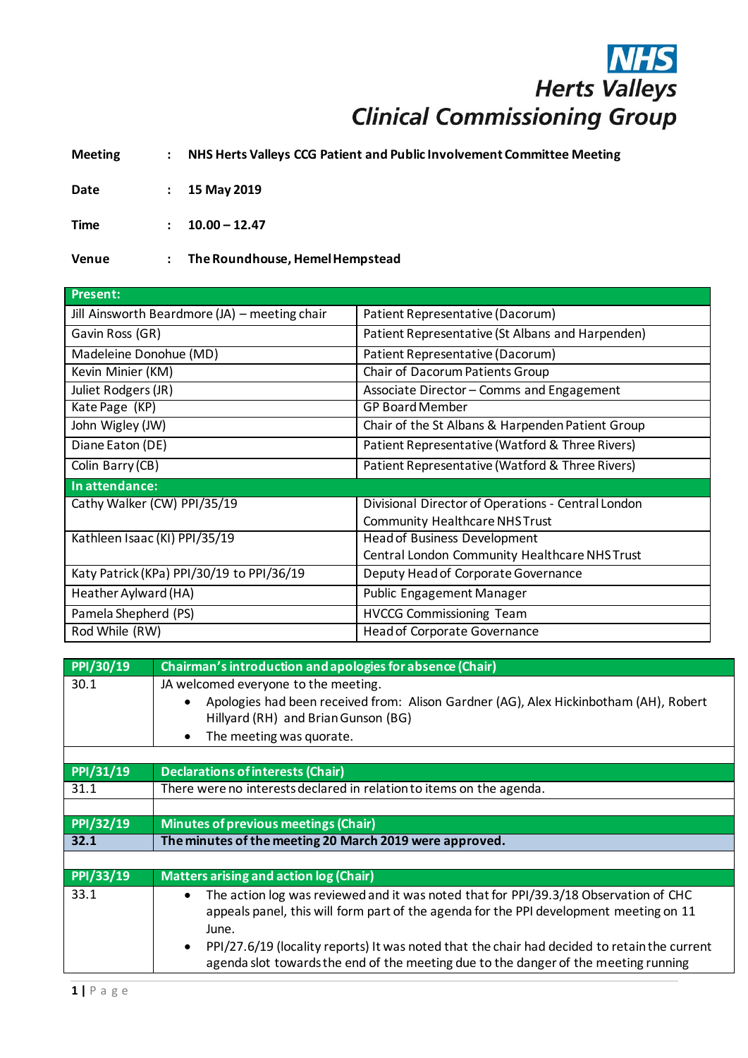**NHS**
**Herts Valleys**
**Clinical Commissioning Group**

| | | |
|---|---|---|
| **Meeting** | : | **NHS Herts Valleys CCG Patient and Public Involvement Committee Meeting** |
| **Date** | : | **15 May 2019** |
| **Time** | : | **10.00 – 12.47** |
| **Venue** | : | **The Roundhouse, Hemel Hempstead** |

| **Present:** | |
|---|---|
| Jill Ainsworth Beardmore (JA) – meeting chair | Patient Representative (Dacorum) |
| Gavin Ross (GR) | Patient Representative (St Albans and Harpenden) |
| Madeleine Donohue (MD) | Patient Representative (Dacorum) |
| Kevin Minier (KM) | Chair of Dacorum Patients Group |
| Juliet Rodgers (JR) | Associate Director – Comms and Engagement |
| Kate Page (KP) | GP Board Member |
| John Wigley (JW) | Chair of the St Albans & Harpenden Patient Group |
| Diane Eaton (DE) | Patient Representative (Watford & Three Rivers) |
| Colin Barry (CB) | Patient Representative (Watford & Three Rivers) |
| **In attendance:** | |
| Cathy Walker (CW) PPI/35/19 | Divisional Director of Operations - Central London Community Healthcare NHS Trust |
| Kathleen Isaac (KI) PPI/35/19 | Head of Business Development Central London Community Healthcare NHS Trust |
| Katy Patrick (KPa) PPI/30/19 to PPI/36/19 | Deputy Head of Corporate Governance |
| Heather Aylward (HA) | Public Engagement Manager |
| Pamela Shepherd (PS) | HVCCG Commissioning Team |
| Rod While (RW) | Head of Corporate Governance |

| **PPI/30/19** | **Chairman's introduction and apologies for absence (Chair)** |
|---|---|
| 30.1 | JA welcomed everyone to the meeting.<br>• Apologies had been received from: Alison Gardner (AG), Alex Hickinbotham (AH), Robert Hillyard (RH) and Brian Gunson (BG)<br>• The meeting was quorate. |
| | |
| **PPI/31/19** | **Declarations of interests (Chair)** |
| 31.1 | There were no interests declared in relation to items on the agenda. |
| | |
| **PPI/32/19** | **Minutes of previous meetings (Chair)** |
| **32.1** | **The minutes of the meeting 20 March 2019 were approved.** |
| | |
| **PPI/33/19** | **Matters arising and action log (Chair)** |
| 33.1 | • The action log was reviewed and it was noted that for PPI/39.3/18 Observation of CHC appeals panel, this will form part of the agenda for the PPI development meeting on 11 June.<br>• PPI/27.6/19 (locality reports) It was noted that the chair had decided to retain the current agenda slot towards the end of the meeting due to the danger of the meeting running |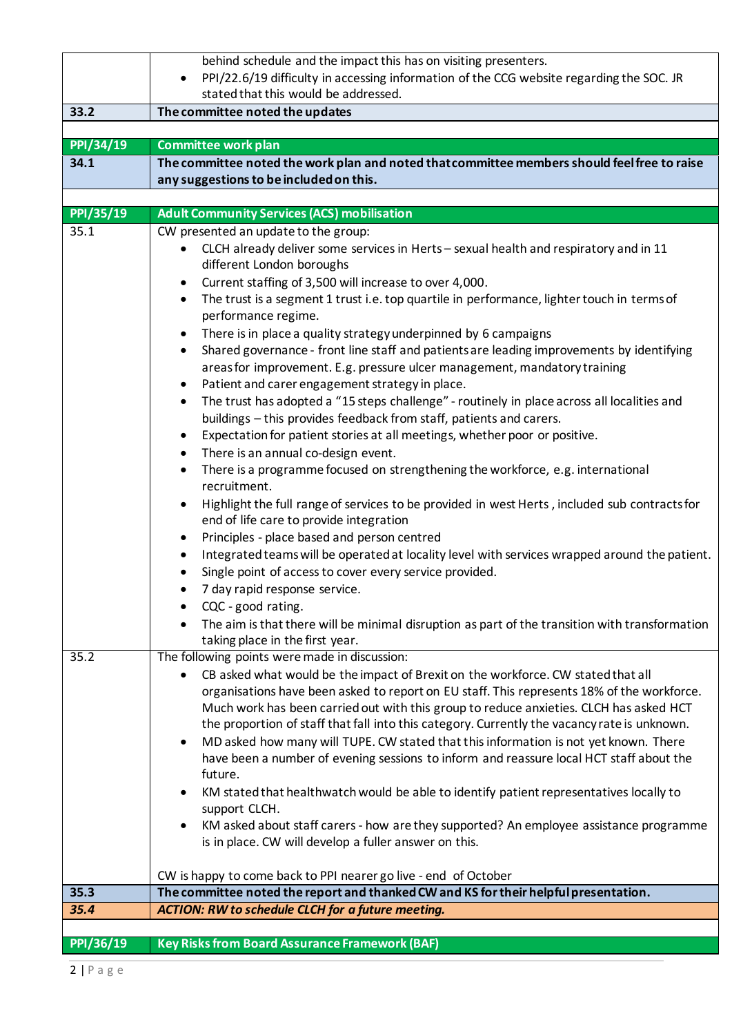| | |
|---|---|
| | behind schedule and the impact this has on visiting presenters.<br>• PPI/22.6/19 difficulty in accessing information of the CCG website regarding the SOC. JR stated that this would be addressed. |
| **33.2** | **The committee noted the updates** |
| | |
| **PPI/34/19** | **Committee work plan** |
| **34.1** | **The committee noted the work plan and noted that committee members should feel free to raise any suggestions to be included on this.** |
| | |
| **PPI/35/19** | **Adult Community Services (ACS) mobilisation** |
| 35.1 | CW presented an update to the group:<br>• CLCH already deliver some services in Herts – sexual health and respiratory and in 11 different London boroughs<br>• Current staffing of 3,500 will increase to over 4,000.<br>• The trust is a segment 1 trust i.e. top quartile in performance, lighter touch in terms of performance regime.<br>• There is in place a quality strategy underpinned by 6 campaigns<br>• Shared governance - front line staff and patients are leading improvements by identifying areas for improvement. E.g. pressure ulcer management, mandatory training<br>• Patient and carer engagement strategy in place.<br>• The trust has adopted a "15 steps challenge" - routinely in place across all localities and buildings – this provides feedback from staff, patients and carers.<br>• Expectation for patient stories at all meetings, whether poor or positive.<br>• There is an annual co-design event.<br>• There is a programme focused on strengthening the workforce, e.g. international recruitment.<br>• Highlight the full range of services to be provided in west Herts, included sub contracts for end of life care to provide integration<br>• Principles - place based and person centred<br>• Integrated teams will be operated at locality level with services wrapped around the patient.<br>• Single point of access to cover every service provided.<br>• 7 day rapid response service.<br>• CQC - good rating.<br>• The aim is that there will be minimal disruption as part of the transition with transformation taking place in the first year. |
| 35.2 | The following points were made in discussion:<br>• CB asked what would be the impact of Brexit on the workforce. CW stated that all organisations have been asked to report on EU staff. This represents 18% of the workforce. Much work has been carried out with this group to reduce anxieties. CLCH has asked HCT the proportion of staff that fall into this category. Currently the vacancy rate is unknown.<br>• MD asked how many will TUPE. CW stated that this information is not yet known. There have been a number of evening sessions to inform and reassure local HCT staff about the future.<br>• KM stated that healthwatch would be able to identify patient representatives locally to support CLCH.<br>• KM asked about staff carers - how are they supported? An employee assistance programme is in place. CW will develop a fuller answer on this.<br><br>CW is happy to come back to PPI nearer go live - end of October |
| **35.3** | **The committee noted the report and thanked CW and KS for their helpful presentation.** |
| ***35.4*** | ***ACTION: RW to schedule CLCH for a future meeting.*** |
| | |
| **PPI/36/19** | **Key Risks from Board Assurance Framework (BAF)** |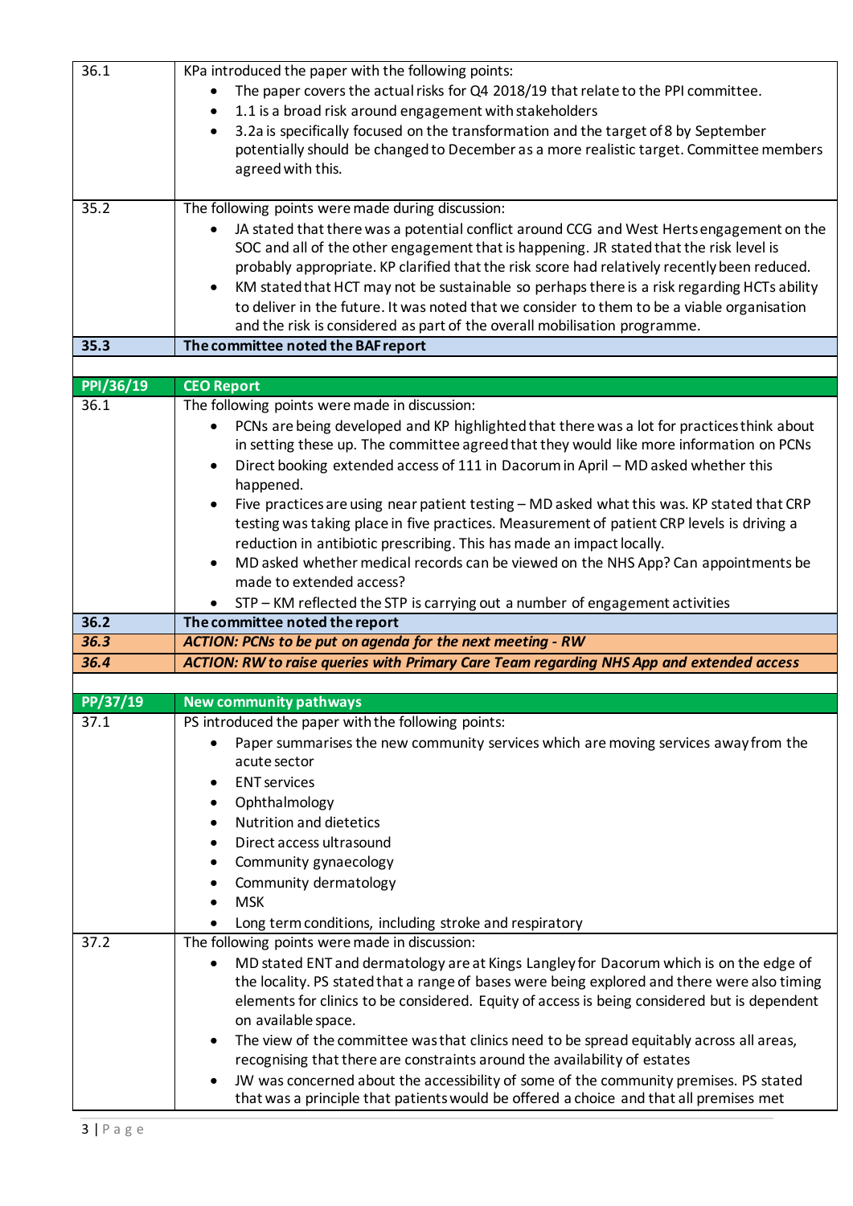| | |
|---|---|
| 36.1 | KPa introduced the paper with the following points:<br>• The paper covers the actual risks for Q4 2018/19 that relate to the PPI committee.<br>• 1.1 is a broad risk around engagement with stakeholders<br>• 3.2a is specifically focused on the transformation and the target of 8 by September potentially should be changed to December as a more realistic target. Committee members agreed with this. |
| 35.2 | The following points were made during discussion:<br>• JA stated that there was a potential conflict around CCG and West Herts engagement on the SOC and all of the other engagement that is happening. JR stated that the risk level is probably appropriate. KP clarified that the risk score had relatively recently been reduced.<br>• KM stated that HCT may not be sustainable so perhaps there is a risk regarding HCTs ability to deliver in the future. It was noted that we consider to them to be a viable organisation and the risk is considered as part of the overall mobilisation programme. |
| **35.3** | **The committee noted the BAF report** |
| | |
| **PPI/36/19** | **CEO Report** |
| 36.1 | The following points were made in discussion:<br>• PCNs are being developed and KP highlighted that there was a lot for practices think about in setting these up. The committee agreed that they would like more information on PCNs<br>• Direct booking extended access of 111 in Dacorum in April – MD asked whether this happened.<br>• Five practices are using near patient testing – MD asked what this was. KP stated that CRP testing was taking place in five practices. Measurement of patient CRP levels is driving a reduction in antibiotic prescribing. This has made an impact locally.<br>• MD asked whether medical records can be viewed on the NHS App? Can appointments be made to extended access?<br>• STP – KM reflected the STP is carrying out a number of engagement activities |
| **36.2** | **The committee noted the report** |
| ***36.3*** | ***ACTION: PCNs to be put on agenda for the next meeting - RW*** |
| ***36.4*** | ***ACTION: RW to raise queries with Primary Care Team regarding NHS App and extended access*** |
| | |
| **PP/37/19** | **New community pathways** |
| 37.1 | PS introduced the paper with the following points:<br>• Paper summarises the new community services which are moving services away from the acute sector<br>• ENT services<br>• Ophthalmology<br>• Nutrition and dietetics<br>• Direct access ultrasound<br>• Community gynaecology<br>• Community dermatology<br>• MSK<br>• Long term conditions, including stroke and respiratory |
| 37.2 | The following points were made in discussion:<br>• MD stated ENT and dermatology are at Kings Langley for Dacorum which is on the edge of the locality. PS stated that a range of bases were being explored and there were also timing elements for clinics to be considered. Equity of access is being considered but is dependent on available space.<br>• The view of the committee was that clinics need to be spread equitably across all areas, recognising that there are constraints around the availability of estates<br>• JW was concerned about the accessibility of some of the community premises. PS stated that was a principle that patients would be offered a choice and that all premises met |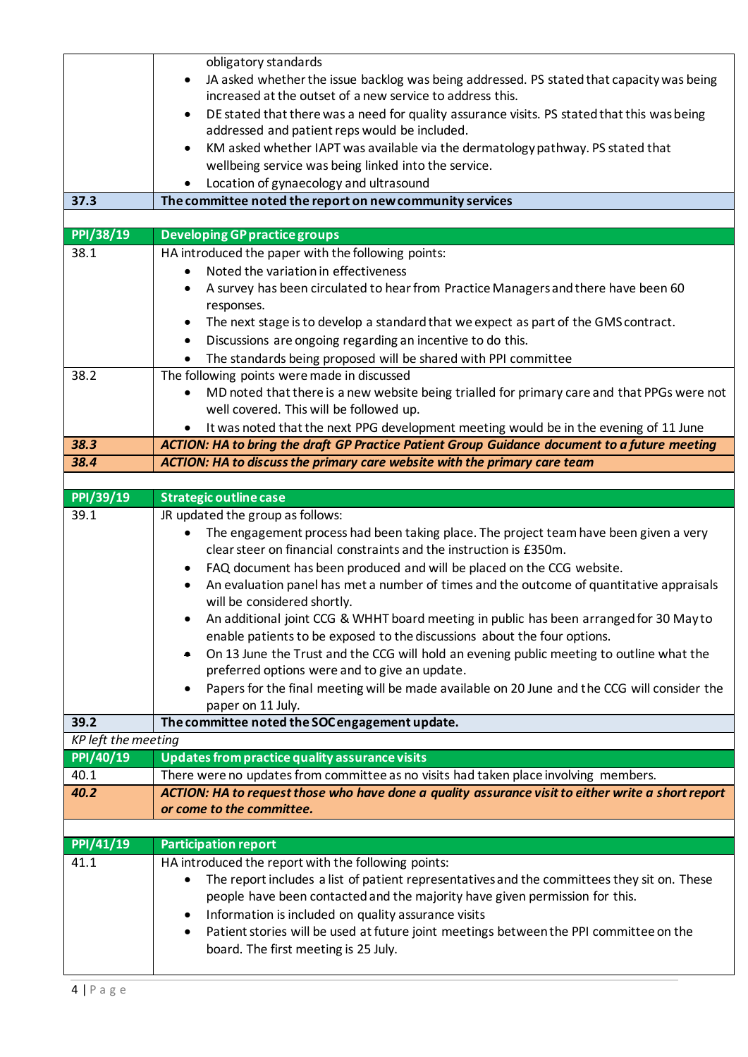| | |
|---|---|
| | obligatory standards<br>• JA asked whether the issue backlog was being addressed. PS stated that capacity was being increased at the outset of a new service to address this.<br>• DE stated that there was a need for quality assurance visits. PS stated that this was being addressed and patient reps would be included.<br>• KM asked whether IAPT was available via the dermatology pathway. PS stated that wellbeing service was being linked into the service.<br>• Location of gynaecology and ultrasound |
| **37.3** | **The committee noted the report on new community services** |
| | |
| **PPI/38/19** | **Developing GP practice groups** |
| 38.1 | HA introduced the paper with the following points:<br>• Noted the variation in effectiveness<br>• A survey has been circulated to hear from Practice Managers and there have been 60 responses.<br>• The next stage is to develop a standard that we expect as part of the GMS contract.<br>• Discussions are ongoing regarding an incentive to do this.<br>• The standards being proposed will be shared with PPI committee |
| 38.2 | The following points were made in discussed<br>• MD noted that there is a new website being trialled for primary care and that PPGs were not well covered. This will be followed up.<br>• It was noted that the next PPG development meeting would be in the evening of 11 June |
| ***38.3*** | ***ACTION: HA to bring the draft GP Practice Patient Group Guidance document to a future meeting*** |
| ***38.4*** | ***ACTION: HA to discuss the primary care website with the primary care team*** |
| | |
| **PPI/39/19** | **Strategic outline case** |
| 39.1 | JR updated the group as follows:<br>• The engagement process had been taking place. The project team have been given a very clear steer on financial constraints and the instruction is £350m.<br>• FAQ document has been produced and will be placed on the CCG website.<br>• An evaluation panel has met a number of times and the outcome of quantitative appraisals will be considered shortly.<br>• An additional joint CCG & WHHT board meeting in public has been arranged for 30 May to enable patients to be exposed to the discussions about the four options.<br>• On 13 June the Trust and the CCG will hold an evening public meeting to outline what the preferred options were and to give an update.<br>• Papers for the final meeting will be made available on 20 June and the CCG will consider the paper on 11 July. |
| **39.2** | **The committee noted the SOC engagement update.** |
| *KP left the meeting* | |
| **PPI/40/19** | **Updates from practice quality assurance visits** |
| 40.1 | There were no updates from committee as no visits had taken place involving members. |
| ***40.2*** | ***ACTION: HA to request those who have done a quality assurance visit to either write a short report or come to the committee.*** |
| | |
| **PPI/41/19** | **Participation report** |
| 41.1 | HA introduced the report with the following points:<br>• The report includes a list of patient representatives and the committees they sit on. These people have been contacted and the majority have given permission for this.<br>• Information is included on quality assurance visits<br>• Patient stories will be used at future joint meetings between the PPI committee on the board. The first meeting is 25 July. |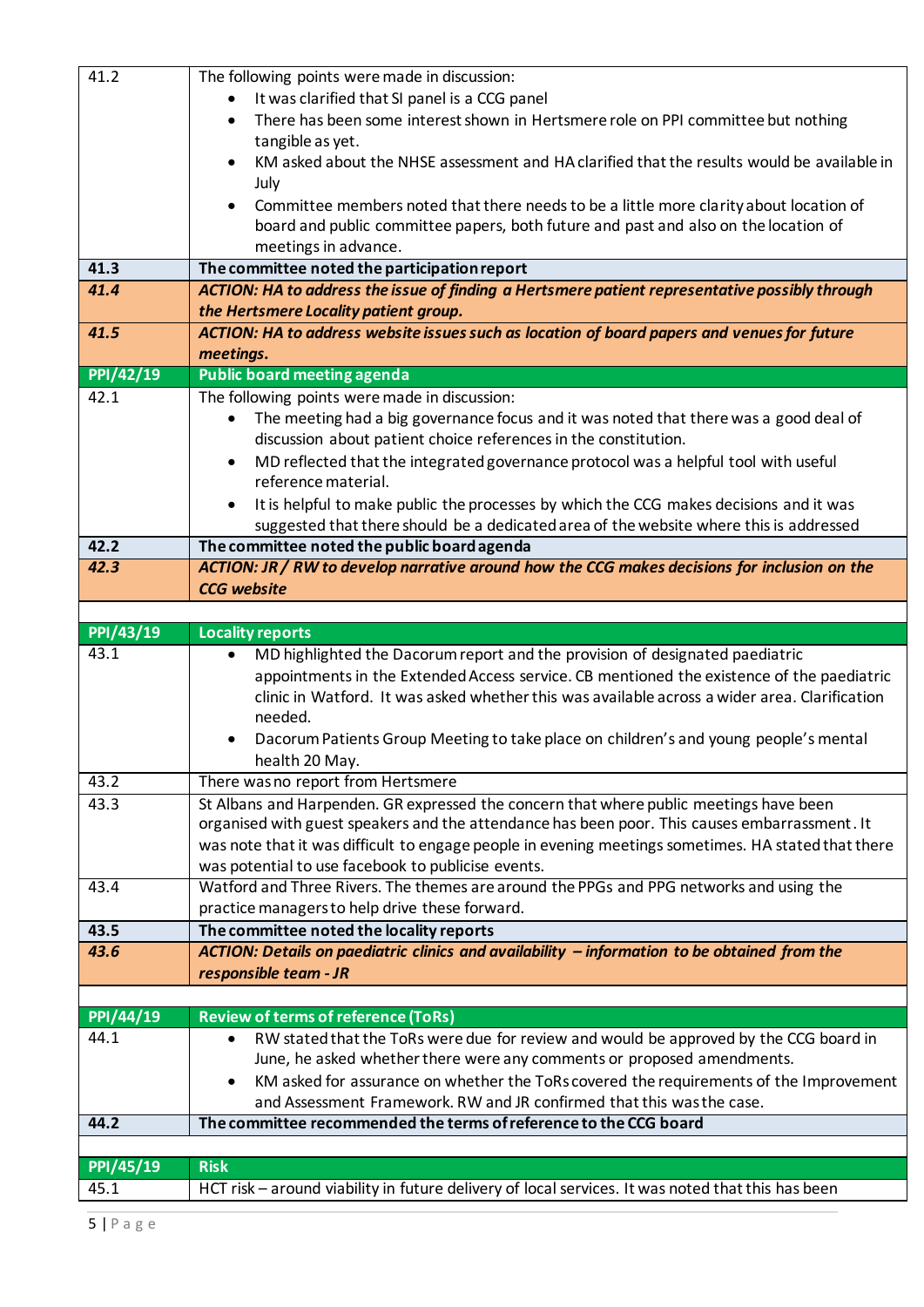| | |
|---|---|
| 41.2 | The following points were made in discussion:<br>• It was clarified that SI panel is a CCG panel<br>• There has been some interest shown in Hertsmere role on PPI committee but nothing tangible as yet.<br>• KM asked about the NHSE assessment and HA clarified that the results would be available in July<br>• Committee members noted that there needs to be a little more clarity about location of board and public committee papers, both future and past and also on the location of meetings in advance. |
| **41.3** | **The committee noted the participation report** |
| ***41.4*** | ***ACTION: HA to address the issue of finding a Hertsmere patient representative possibly through the Hertsmere Locality patient group.*** |
| ***41.5*** | ***ACTION: HA to address website issues such as location of board papers and venues for future meetings.*** |
| **PPI/42/19** | **Public board meeting agenda** |
| 42.1 | The following points were made in discussion:<br>• The meeting had a big governance focus and it was noted that there was a good deal of discussion about patient choice references in the constitution.<br>• MD reflected that the integrated governance protocol was a helpful tool with useful reference material.<br>• It is helpful to make public the processes by which the CCG makes decisions and it was suggested that there should be a dedicated area of the website where this is addressed |
| **42.2** | **The committee noted the public board agenda** |
| ***42.3*** | ***ACTION: JR / RW to develop narrative around how the CCG makes decisions for inclusion on the CCG website*** |
| | |
| **PPI/43/19** | **Locality reports** |
| 43.1 | • MD highlighted the Dacorum report and the provision of designated paediatric appointments in the Extended Access service. CB mentioned the existence of the paediatric clinic in Watford. It was asked whether this was available across a wider area. Clarification needed.<br>• Dacorum Patients Group Meeting to take place on children's and young people's mental health 20 May. |
| 43.2 | There was no report from Hertsmere |
| 43.3 | St Albans and Harpenden. GR expressed the concern that where public meetings have been organised with guest speakers and the attendance has been poor. This causes embarrassment. It was note that it was difficult to engage people in evening meetings sometimes. HA stated that there was potential to use facebook to publicise events. |
| 43.4 | Watford and Three Rivers. The themes are around the PPGs and PPG networks and using the practice managers to help drive these forward. |
| **43.5** | **The committee noted the locality reports** |
| ***43.6*** | ***ACTION: Details on paediatric clinics and availability – information to be obtained from the responsible team - JR*** |
| | |
| **PPI/44/19** | **Review of terms of reference (ToRs)** |
| 44.1 | • RW stated that the ToRs were due for review and would be approved by the CCG board in June, he asked whether there were any comments or proposed amendments.<br>• KM asked for assurance on whether the ToRs covered the requirements of the Improvement and Assessment Framework. RW and JR confirmed that this was the case. |
| **44.2** | **The committee recommended the terms of reference to the CCG board** |
| | |
| **PPI/45/19** | **Risk** |
| 45.1 | HCT risk – around viability in future delivery of local services. It was noted that this has been |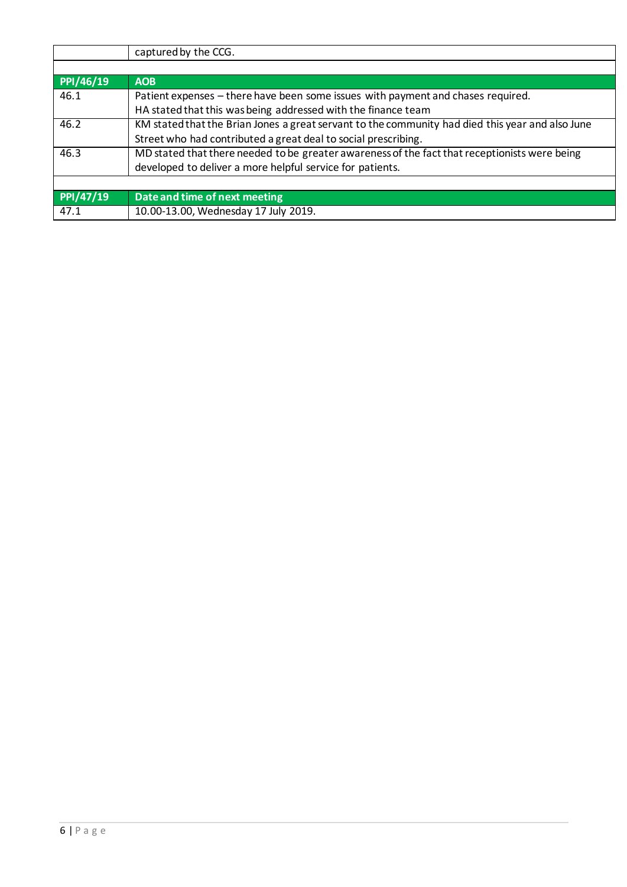| | |
|---|---|
| | captured by the CCG. |
| | |
| **PPI/46/19** | **AOB** |
| 46.1 | Patient expenses – there have been some issues with payment and chases required.<br>HA stated that this was being addressed with the finance team |
| 46.2 | KM stated that the Brian Jones a great servant to the community had died this year and also June Street who had contributed a great deal to social prescribing. |
| 46.3 | MD stated that there needed to be greater awareness of the fact that receptionists were being developed to deliver a more helpful service for patients. |
| | |
| **PPI/47/19** | **Date and time of next meeting** |
| 47.1 | 10.00-13.00, Wednesday 17 July 2019. |